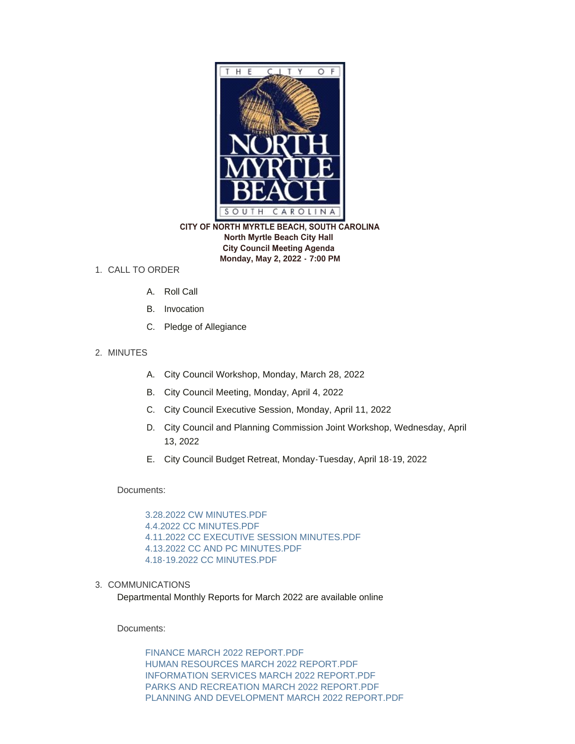**CITY OF NORTH MYRTLE BEACH, SOUTH CAROLINA**
**North Myrtle Beach City Hall**
**City Council Meeting Agenda**
**Monday, May 2, 2022 - 7:00 PM**

1. CALL TO ORDER
   A. Roll Call
   B. Invocation
   C. Pledge of Allegiance

2. MINUTES
   A. City Council Workshop, Monday, March 28, 2022
   B. City Council Meeting, Monday, April 4, 2022
   C. City Council Executive Session, Monday, April 11, 2022
   D. City Council and Planning Commission Joint Workshop, Wednesday, April 13, 2022
   E. City Council Budget Retreat, Monday-Tuesday, April 18-19, 2022

   Documents:

   3.28.2022 CW MINUTES.PDF
   4.4.2022 CC MINUTES.PDF
   4.11.2022 CC EXECUTIVE SESSION MINUTES.PDF
   4.13.2022 CC AND PC MINUTES.PDF
   4.18-19.2022 CC MINUTES.PDF

3. COMMUNICATIONS
   Departmental Monthly Reports for March 2022 are available online

   Documents:

   FINANCE MARCH 2022 REPORT.PDF
   HUMAN RESOURCES MARCH 2022 REPORT.PDF
   INFORMATION SERVICES MARCH 2022 REPORT.PDF
   PARKS AND RECREATION MARCH 2022 REPORT.PDF
   PLANNING AND DEVELOPMENT MARCH 2022 REPORT.PDF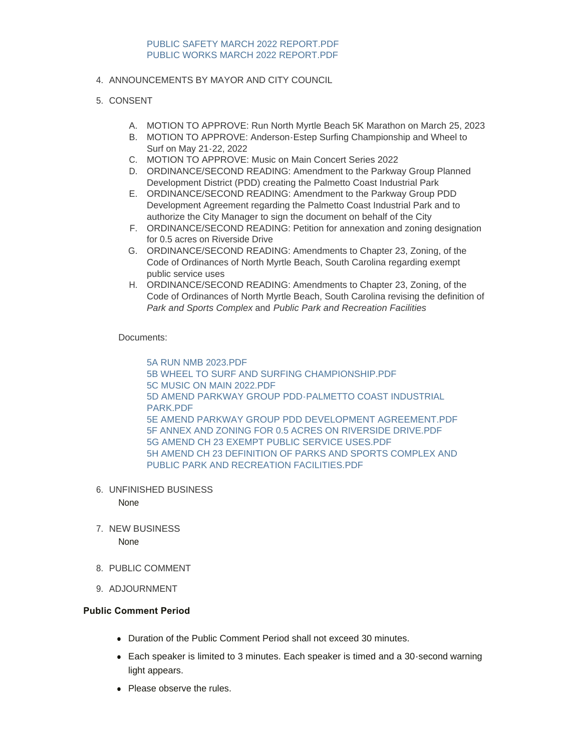PUBLIC SAFETY MARCH 2022 REPORT.PDF
PUBLIC WORKS MARCH 2022 REPORT.PDF

4. ANNOUNCEMENTS BY MAYOR AND CITY COUNCIL

5. CONSENT

   A. MOTION TO APPROVE: Run North Myrtle Beach 5K Marathon on March 25, 2023
   B. MOTION TO APPROVE: Anderson-Estep Surfing Championship and Wheel to Surf on May 21-22, 2022
   C. MOTION TO APPROVE: Music on Main Concert Series 2022
   D. ORDINANCE/SECOND READING: Amendment to the Parkway Group Planned Development District (PDD) creating the Palmetto Coast Industrial Park
   E. ORDINANCE/SECOND READING: Amendment to the Parkway Group PDD Development Agreement regarding the Palmetto Coast Industrial Park and to authorize the City Manager to sign the document on behalf of the City
   F. ORDINANCE/SECOND READING: Petition for annexation and zoning designation for 0.5 acres on Riverside Drive
   G. ORDINANCE/SECOND READING: Amendments to Chapter 23, Zoning, of the Code of Ordinances of North Myrtle Beach, South Carolina regarding exempt public service uses
   H. ORDINANCE/SECOND READING: Amendments to Chapter 23, Zoning, of the Code of Ordinances of North Myrtle Beach, South Carolina revising the definition of *Park and Sports Complex* and *Public Park and Recreation Facilities*

   Documents:

   5A RUN NMB 2023.PDF
   5B WHEEL TO SURF AND SURFING CHAMPIONSHIP.PDF
   5C MUSIC ON MAIN 2022.PDF
   5D AMEND PARKWAY GROUP PDD-PALMETTO COAST INDUSTRIAL PARK.PDF
   5E AMEND PARKWAY GROUP PDD DEVELOPMENT AGREEMENT.PDF
   5F ANNEX AND ZONING FOR 0.5 ACRES ON RIVERSIDE DRIVE.PDF
   5G AMEND CH 23 EXEMPT PUBLIC SERVICE USES.PDF
   5H AMEND CH 23 DEFINITION OF PARKS AND SPORTS COMPLEX AND PUBLIC PARK AND RECREATION FACILITIES.PDF

6. UNFINISHED BUSINESS

   None

7. NEW BUSINESS

   None

8. PUBLIC COMMENT

9. ADJOURNMENT

**Public Comment Period**

- Duration of the Public Comment Period shall not exceed 30 minutes.
- Each speaker is limited to 3 minutes. Each speaker is timed and a 30-second warning light appears.
- Please observe the rules.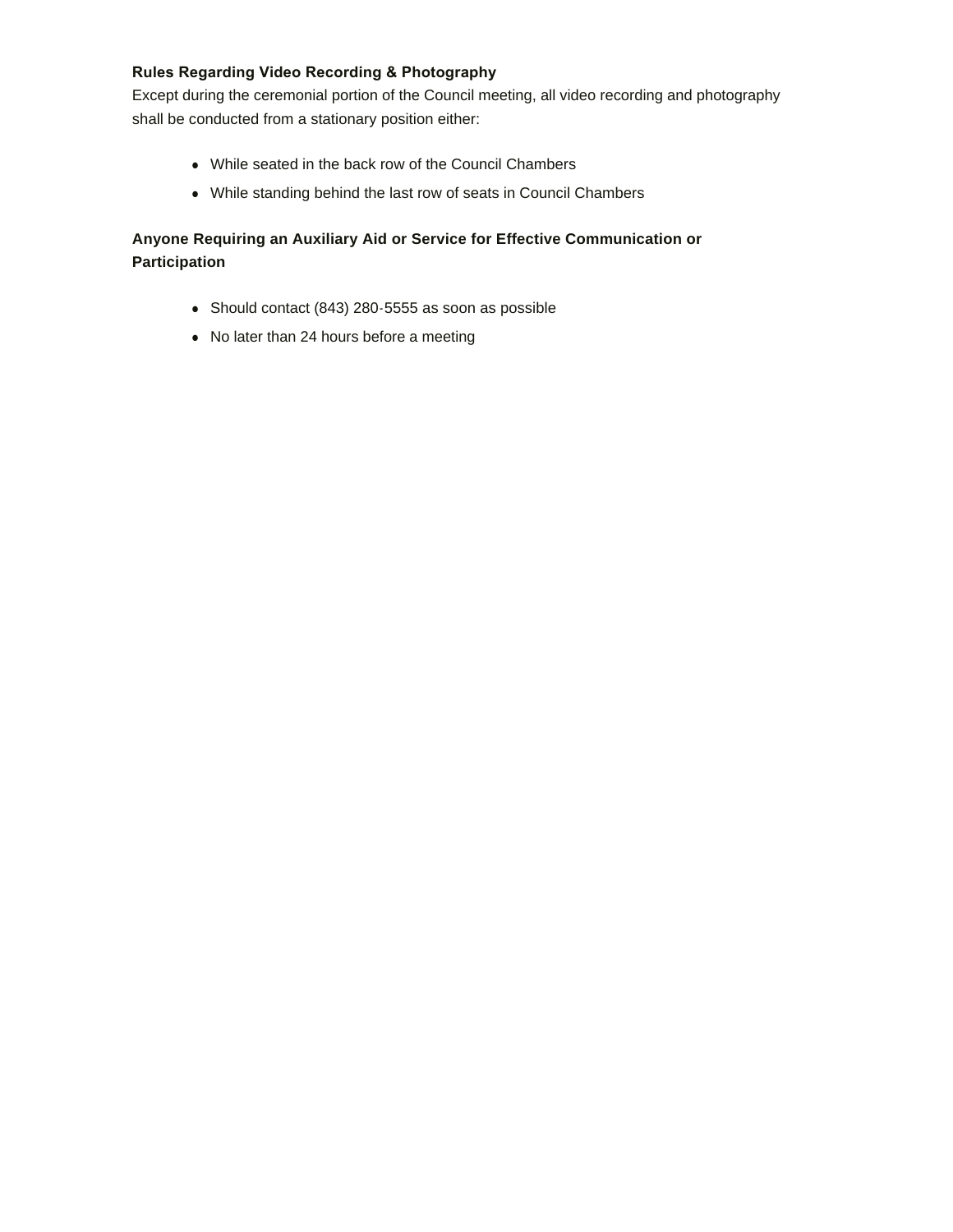**Rules Regarding Video Recording & Photography**

Except during the ceremonial portion of the Council meeting, all video recording and photography shall be conducted from a stationary position either:

- While seated in the back row of the Council Chambers
- While standing behind the last row of seats in Council Chambers

**Anyone Requiring an Auxiliary Aid or Service for Effective Communication or Participation**

- Should contact (843) 280-5555 as soon as possible
- No later than 24 hours before a meeting